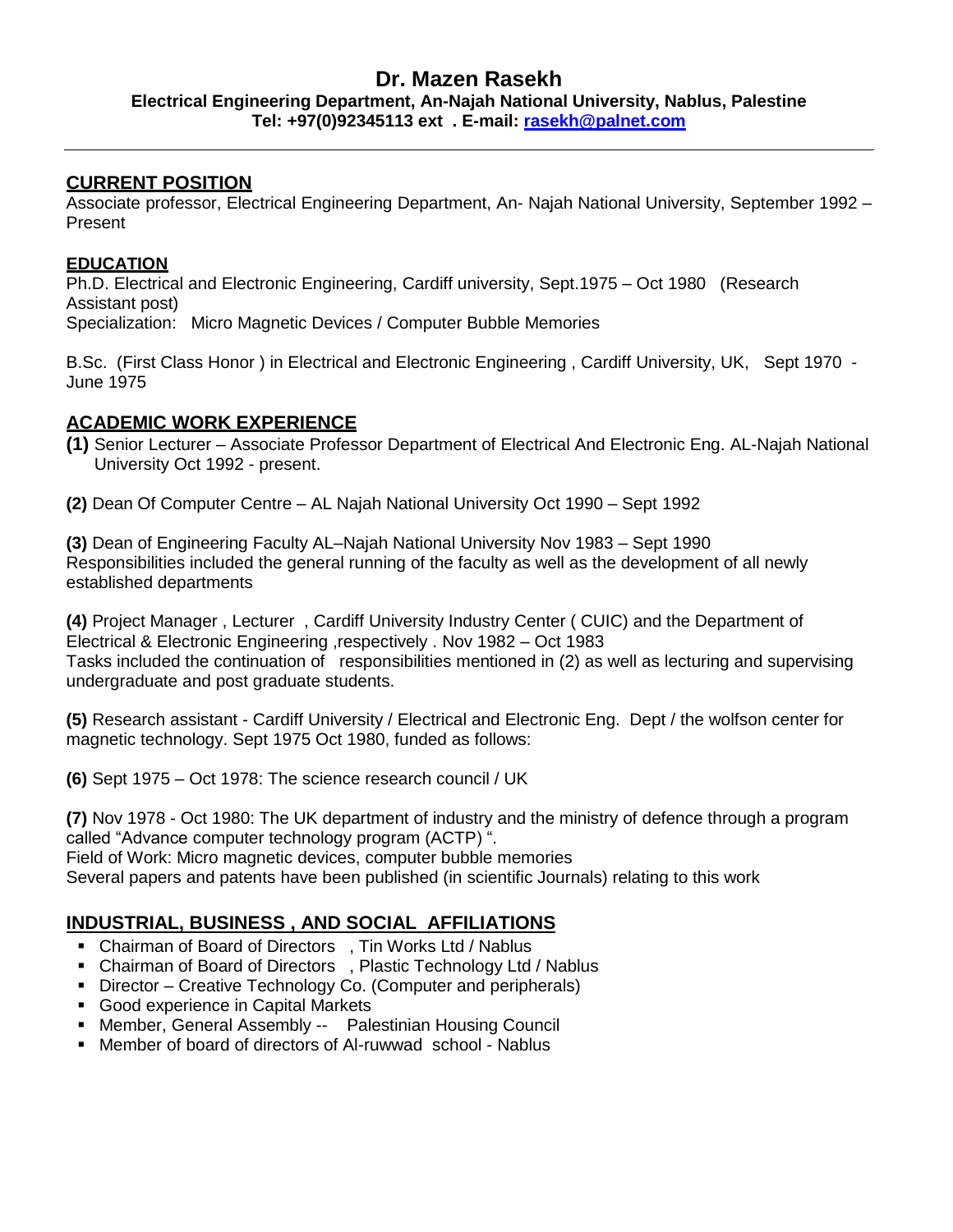# Dr. Mazen Rasekh

**Electrical Engineering Department, An-Najah National University, Nablus, Palestine**
**Tel: +97(0)92345113 ext . E-mail: [rasekh@palnet.com](mailto:rasekh@palnet.com)**

---

## CURRENT POSITION

Associate professor, Electrical Engineering Department, An- Najah National University, September 1992 – Present

## EDUCATION

Ph.D. Electrical and Electronic Engineering, Cardiff university, Sept.1975 – Oct 1980 (Research Assistant post)
Specialization: Micro Magnetic Devices / Computer Bubble Memories

B.Sc. (First Class Honor ) in Electrical and Electronic Engineering , Cardiff University, UK, Sept 1970 - June 1975

## ACADEMIC WORK EXPERIENCE

**(1)** Senior Lecturer – Associate Professor Department of Electrical And Electronic Eng. AL-Najah National University Oct 1992 - present.

**(2)** Dean Of Computer Centre – AL Najah National University Oct 1990 – Sept 1992

**(3)** Dean of Engineering Faculty AL–Najah National University Nov 1983 – Sept 1990
Responsibilities included the general running of the faculty as well as the development of all newly established departments

**(4)** Project Manager , Lecturer , Cardiff University Industry Center ( CUIC) and the Department of Electrical & Electronic Engineering ,respectively . Nov 1982 – Oct 1983
Tasks included the continuation of responsibilities mentioned in (2) as well as lecturing and supervising undergraduate and post graduate students.

**(5)** Research assistant - Cardiff University / Electrical and Electronic Eng. Dept / the wolfson center for magnetic technology. Sept 1975 Oct 1980, funded as follows:

**(6)** Sept 1975 – Oct 1978: The science research council / UK

**(7)** Nov 1978 - Oct 1980: The UK department of industry and the ministry of defence through a program called "Advance computer technology program (ACTP) ".
Field of Work: Micro magnetic devices, computer bubble memories
Several papers and patents have been published (in scientific Journals) relating to this work

## INDUSTRIAL, BUSINESS , AND SOCIAL AFFILIATIONS

- Chairman of Board of Directors , Tin Works Ltd / Nablus
- Chairman of Board of Directors , Plastic Technology Ltd / Nablus
- Director – Creative Technology Co. (Computer and peripherals)
- Good experience in Capital Markets
- Member, General Assembly -- Palestinian Housing Council
- Member of board of directors of Al-ruwwad school - Nablus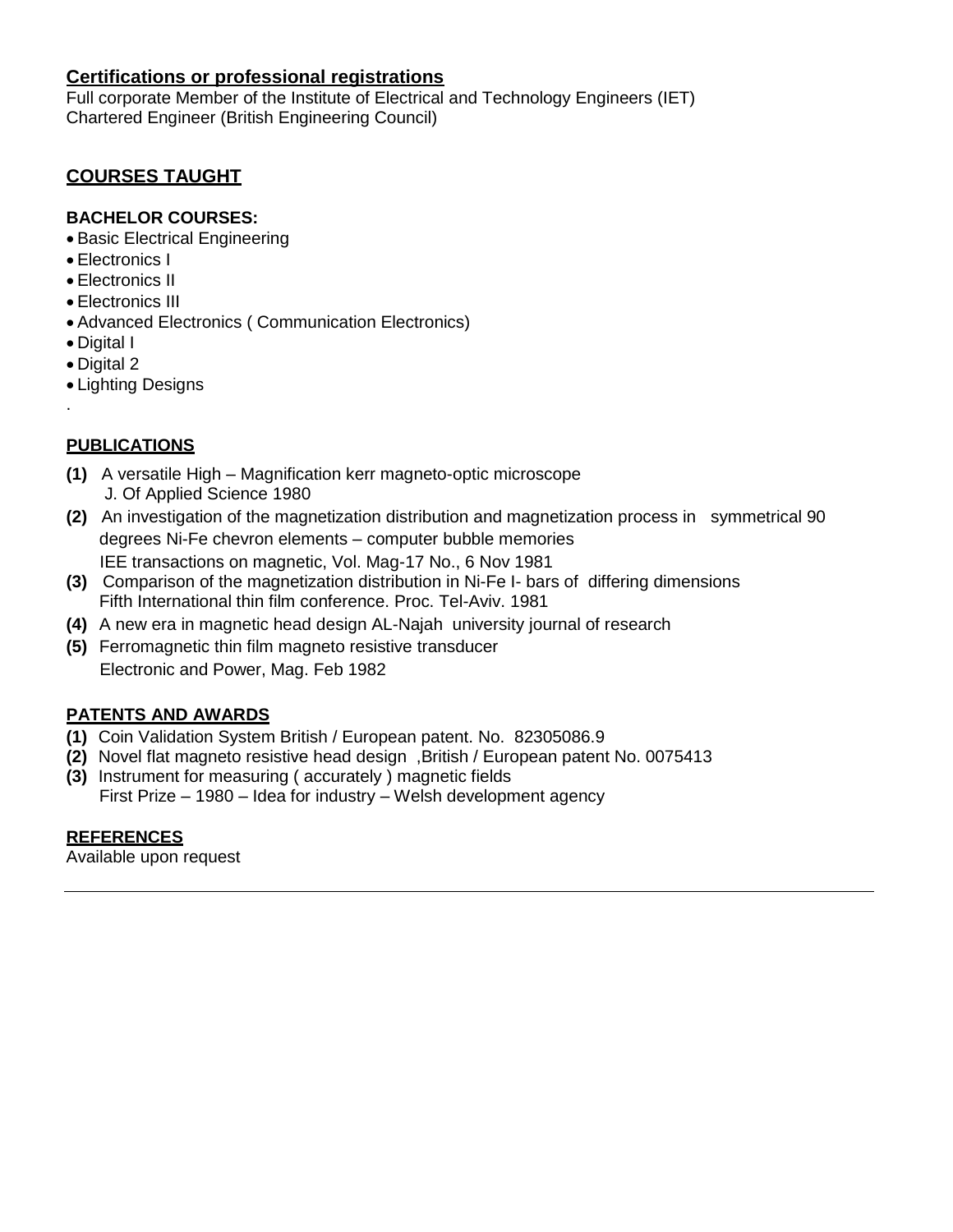## Certifications or professional registrations

Full corporate Member of the Institute of Electrical and Technology Engineers (IET)
Chartered Engineer (British Engineering Council)

## COURSES TAUGHT

### BACHELOR COURSES:

- Basic Electrical Engineering
- Electronics I
- Electronics II
- Electronics III
- Advanced Electronics ( Communication Electronics)
- Digital I
- Digital 2
- Lighting Designs

.

## PUBLICATIONS

**(1)** A versatile High – Magnification kerr magneto-optic microscope
J. Of Applied Science 1980

**(2)** An investigation of the magnetization distribution and magnetization process in symmetrical 90 degrees Ni-Fe chevron elements – computer bubble memories
IEE transactions on magnetic, Vol. Mag-17 No., 6 Nov 1981

**(3)** Comparison of the magnetization distribution in Ni-Fe I- bars of differing dimensions
Fifth International thin film conference. Proc. Tel-Aviv. 1981

**(4)** A new era in magnetic head design AL-Najah university journal of research

**(5)** Ferromagnetic thin film magneto resistive transducer
Electronic and Power, Mag. Feb 1982

## PATENTS AND AWARDS

**(1)** Coin Validation System British / European patent. No. 82305086.9

**(2)** Novel flat magneto resistive head design ,British / European patent No. 0075413

**(3)** Instrument for measuring ( accurately ) magnetic fields
First Prize – 1980 – Idea for industry – Welsh development agency

## REFERENCES

Available upon request